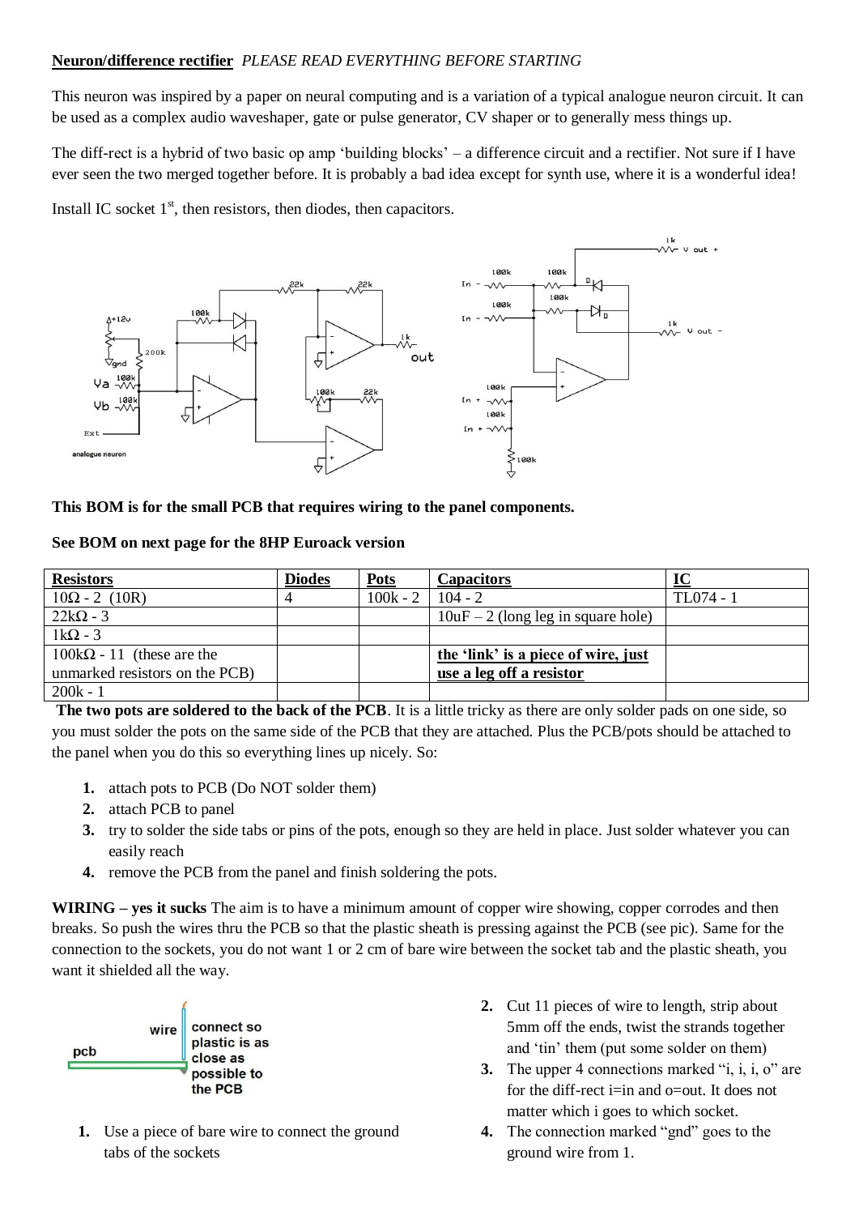**Neuron/difference rectifier** *PLEASE READ EVERYTHING BEFORE STARTING*

This neuron was inspired by a paper on neural computing and is a variation of a typical analogue neuron circuit. It can be used as a complex audio waveshaper, gate or pulse generator, CV shaper or to generally mess things up.

The diff-rect is a hybrid of two basic op amp 'building blocks' – a difference circuit and a rectifier. Not sure if I have ever seen the two merged together before. It is probably a bad idea except for synth use, where it is a wonderful idea!

Install IC socket 1st, then resistors, then diodes, then capacitors.

**This BOM is for the small PCB that requires wiring to the panel components.**

**See BOM on next page for the 8HP Euroack version**

| Resistors | Diodes | Pots | Capacitors | IC |
|---|---|---|---|---|
| 10Ω - 2 (10R) | 4 | 100k - 2 | 104 - 2 | TL074 - 1 |
| 22kΩ - 3 | | | 10uF – 2 (long leg in square hole) | |
| 1kΩ - 3 | | | | |
| 100kΩ - 11 (these are the unmarked resistors on the PCB) | | | **the 'link' is a piece of wire, just use a leg off a resistor** | |
| 200k - 1 | | | | |

**The two pots are soldered to the back of the PCB**. It is a little tricky as there are only solder pads on one side, so you must solder the pots on the same side of the PCB that they are attached. Plus the PCB/pots should be attached to the panel when you do this so everything lines up nicely. So:

1. attach pots to PCB (Do NOT solder them)
2. attach PCB to panel
3. try to solder the side tabs or pins of the pots, enough so they are held in place. Just solder whatever you can easily reach
4. remove the PCB from the panel and finish soldering the pots.

**WIRING – yes it sucks** The aim is to have a minimum amount of copper wire showing, copper corrodes and then breaks. So push the wires thru the PCB so that the plastic sheath is pressing against the PCB (see pic). Same for the connection to the sockets, you do not want 1 or 2 cm of bare wire between the socket tab and the plastic sheath, you want it shielded all the way.

1. Use a piece of bare wire to connect the ground tabs of the sockets
2. Cut 11 pieces of wire to length, strip about 5mm off the ends, twist the strands together and 'tin' them (put some solder on them)
3. The upper 4 connections marked "i, i, i, o" are for the diff-rect i=in and o=out. It does not matter which i goes to which socket.
4. The connection marked "gnd" goes to the ground wire from 1.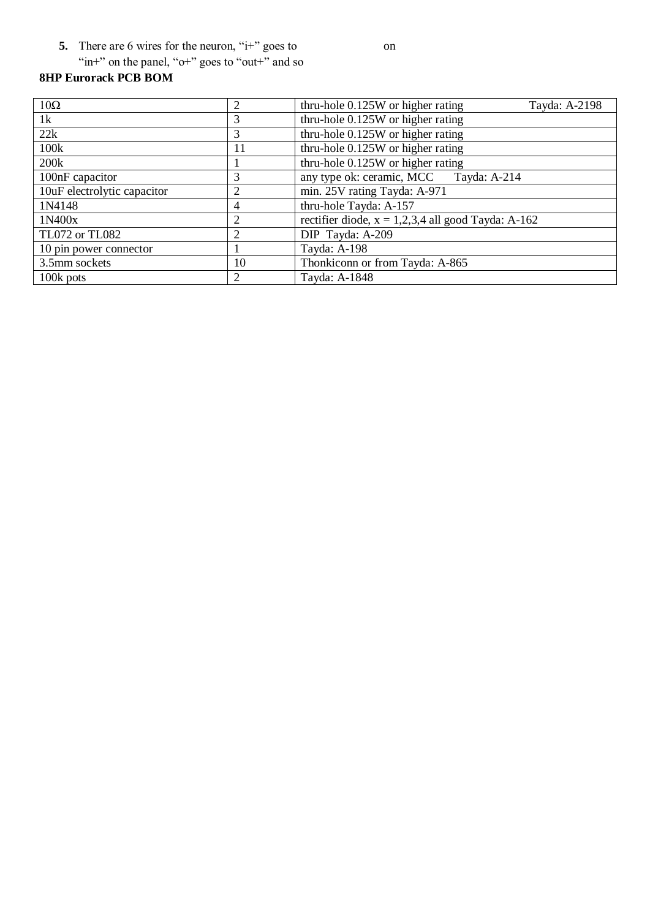5. There are 6 wires for the neuron, "i+" goes to on "in+" on the panel, "o+" goes to "out+" and so

**8HP Eurorack PCB BOM**

| | | |
|---|---|---|
| 10Ω | 2 | thru-hole 0.125W or higher rating Tayda: A-2198 |
| 1k | 3 | thru-hole 0.125W or higher rating |
| 22k | 3 | thru-hole 0.125W or higher rating |
| 100k | 11 | thru-hole 0.125W or higher rating |
| 200k | 1 | thru-hole 0.125W or higher rating |
| 100nF capacitor | 3 | any type ok: ceramic, MCC Tayda: A-214 |
| 10uF electrolytic capacitor | 2 | min. 25V rating Tayda: A-971 |
| 1N4148 | 4 | thru-hole Tayda: A-157 |
| 1N400x | 2 | rectifier diode, x = 1,2,3,4 all good Tayda: A-162 |
| TL072 or TL082 | 2 | DIP Tayda: A-209 |
| 10 pin power connector | 1 | Tayda: A-198 |
| 3.5mm sockets | 10 | Thonkiconn or from Tayda: A-865 |
| 100k pots | 2 | Tayda: A-1848 |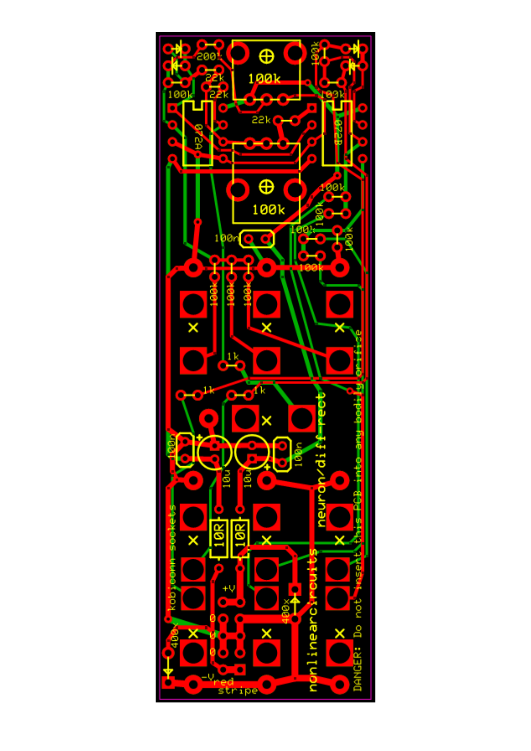100k

100k

072A

072B

22k

22k

22k

200k

100k

100k

100k

100k

100k

100k

100k

100k

100n

100k

100k

100k

1k

1k

1k

100n

10u

10u

100n

10R

10R

+V

-V

400x

400x

red stripe

neuron/diff-rect

nonlinearcircuits

kobiconn sockets

DANGER: Do not insert this PCB into any bodily orifice